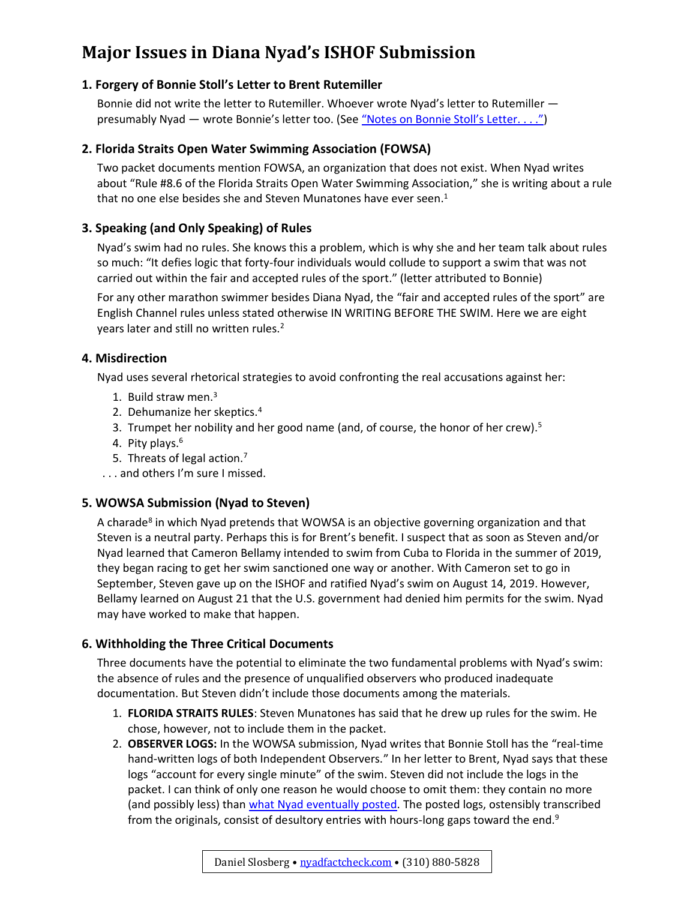# Major Issues in Diana Nyad's ISHOF Submission

### 1. Forgery of Bonnie Stoll's Letter to Brent Rutemiller

Bonnie did not write the letter to Rutemiller. Whoever wrote Nyad's letter to Rutemiller — presumably Nyad — wrote Bonnie's letter too. (See "Notes on Bonnie Stoll's Letter. . . .")

### 2. Florida Straits Open Water Swimming Association (FOWSA)

Two packet documents mention FOWSA, an organization that does not exist. When Nyad writes about "Rule #8.6 of the Florida Straits Open Water Swimming Association," she is writing about a rule that no one else besides she and Steven Munatones have ever seen.[1]

### 3. Speaking (and Only Speaking) of Rules

Nyad's swim had no rules. She knows this a problem, which is why she and her team talk about rules so much: "It defies logic that forty-four individuals would collude to support a swim that was not carried out within the fair and accepted rules of the sport." (letter attributed to Bonnie)

For any other marathon swimmer besides Diana Nyad, the "fair and accepted rules of the sport" are English Channel rules unless stated otherwise IN WRITING BEFORE THE SWIM. Here we are eight years later and still no written rules.[2]

### 4. Misdirection

Nyad uses several rhetorical strategies to avoid confronting the real accusations against her:

1. Build straw men.[3]
2. Dehumanize her skeptics.[4]
3. Trumpet her nobility and her good name (and, of course, the honor of her crew).[5]
4. Pity plays.[6]
5. Threats of legal action.[7]

. . . and others I'm sure I missed.

### 5. WOWSA Submission (Nyad to Steven)

A charade[8] in which Nyad pretends that WOWSA is an objective governing organization and that Steven is a neutral party. Perhaps this is for Brent's benefit. I suspect that as soon as Steven and/or Nyad learned that Cameron Bellamy intended to swim from Cuba to Florida in the summer of 2019, they began racing to get her swim sanctioned one way or another. With Cameron set to go in September, Steven gave up on the ISHOF and ratified Nyad's swim on August 14, 2019. However, Bellamy learned on August 21 that the U.S. government had denied him permits for the swim. Nyad may have worked to make that happen.

### 6. Withholding the Three Critical Documents

Three documents have the potential to eliminate the two fundamental problems with Nyad's swim: the absence of rules and the presence of unqualified observers who produced inadequate documentation. But Steven didn't include those documents among the materials.

1. **FLORIDA STRAITS RULES**: Steven Munatones has said that he drew up rules for the swim. He chose, however, not to include them in the packet.
2. **OBSERVER LOGS:** In the WOWSA submission, Nyad writes that Bonnie Stoll has the "real-time hand-written logs of both Independent Observers." In her letter to Brent, Nyad says that these logs "account for every single minute" of the swim. Steven did not include the logs in the packet. I can think of only one reason he would choose to omit them: they contain no more (and possibly less) than what Nyad eventually posted. The posted logs, ostensibly transcribed from the originals, consist of desultory entries with hours-long gaps toward the end.[9]

Daniel Slosberg • nyadfactcheck.com • (310) 880-5828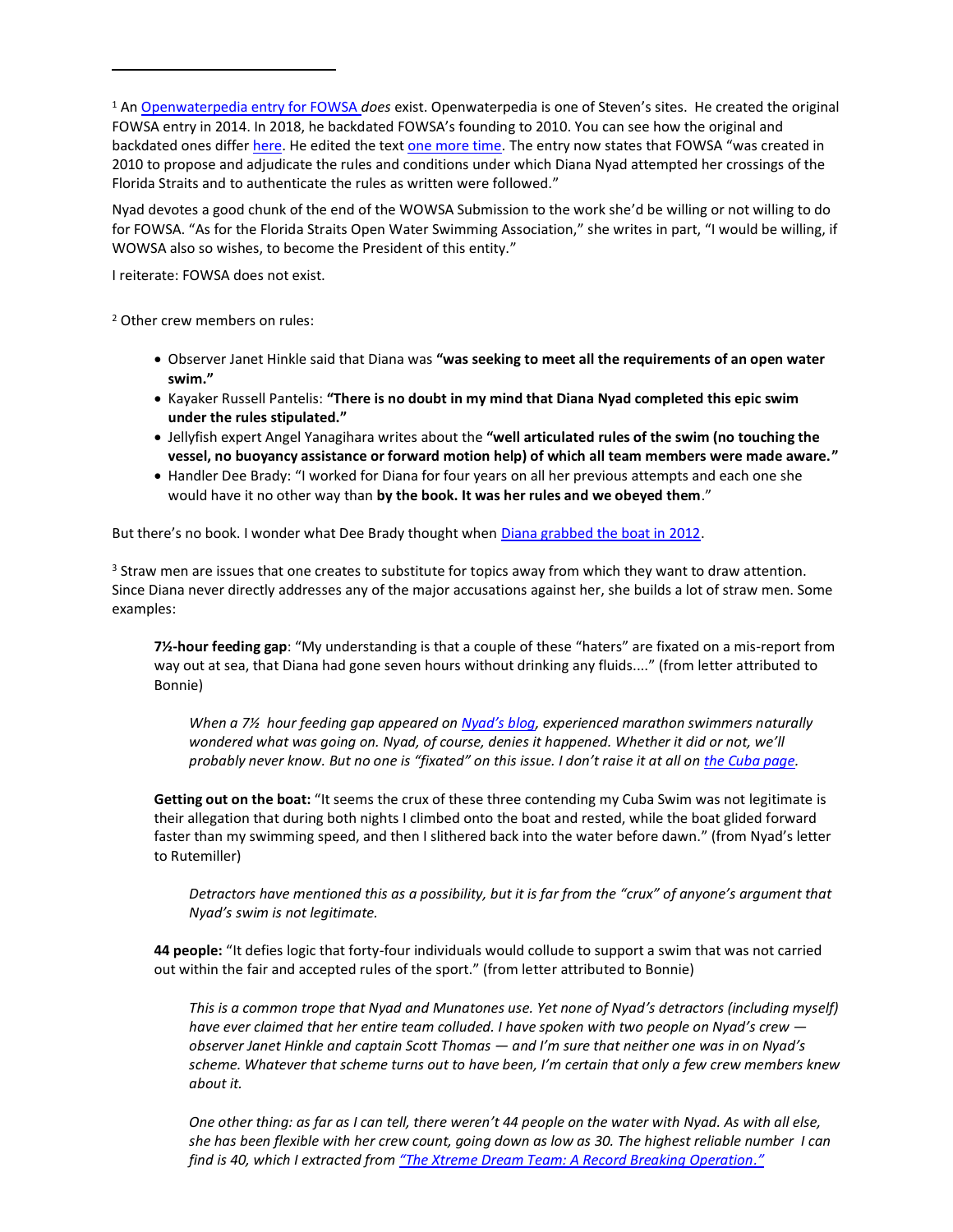[1] An Openwaterpedia entry for FOWSA *does* exist. Openwaterpedia is one of Steven's sites. He created the original FOWSA entry in 2014. In 2018, he backdated FOWSA's founding to 2010. You can see how the original and backdated ones differ here. He edited the text one more time. The entry now states that FOWSA "was created in 2010 to propose and adjudicate the rules and conditions under which Diana Nyad attempted her crossings of the Florida Straits and to authenticate the rules as written were followed."

Nyad devotes a good chunk of the end of the WOWSA Submission to the work she'd be willing or not willing to do for FOWSA. "As for the Florida Straits Open Water Swimming Association," she writes in part, "I would be willing, if WOWSA also so wishes, to become the President of this entity."

I reiterate: FOWSA does not exist.

[2] Other crew members on rules:

- Observer Janet Hinkle said that Diana was **"was seeking to meet all the requirements of an open water swim."**
- Kayaker Russell Pantelis: **"There is no doubt in my mind that Diana Nyad completed this epic swim under the rules stipulated."**
- Jellyfish expert Angel Yanagihara writes about the **"well articulated rules of the swim (no touching the vessel, no buoyancy assistance or forward motion help) of which all team members were made aware."**
- Handler Dee Brady: "I worked for Diana for four years on all her previous attempts and each one she would have it no other way than **by the book. It was her rules and we obeyed them**."

But there's no book. I wonder what Dee Brady thought when Diana grabbed the boat in 2012.

[3] Straw men are issues that one creates to substitute for topics away from which they want to draw attention. Since Diana never directly addresses any of the major accusations against her, she builds a lot of straw men. Some examples:

> **7½-hour feeding gap**: "My understanding is that a couple of these "haters" are fixated on a mis-report from way out at sea, that Diana had gone seven hours without drinking any fluids...." (from letter attributed to Bonnie)
>
> > *When a 7½ hour feeding gap appeared on Nyad's blog, experienced marathon swimmers naturally wondered what was going on. Nyad, of course, denies it happened. Whether it did or not, we'll probably never know. But no one is "fixated" on this issue. I don't raise it at all on the Cuba page.*
>
> **Getting out on the boat:** "It seems the crux of these three contending my Cuba Swim was not legitimate is their allegation that during both nights I climbed onto the boat and rested, while the boat glided forward faster than my swimming speed, and then I slithered back into the water before dawn." (from Nyad's letter to Rutemiller)
>
> > *Detractors have mentioned this as a possibility, but it is far from the "crux" of anyone's argument that Nyad's swim is not legitimate.*
>
> **44 people:** "It defies logic that forty-four individuals would collude to support a swim that was not carried out within the fair and accepted rules of the sport." (from letter attributed to Bonnie)
>
> > *This is a common trope that Nyad and Munatones use. Yet none of Nyad's detractors (including myself) have ever claimed that her entire team colluded. I have spoken with two people on Nyad's crew — observer Janet Hinkle and captain Scott Thomas — and I'm sure that neither one was in on Nyad's scheme. Whatever that scheme turns out to have been, I'm certain that only a few crew members knew about it.*
> >
> > *One other thing: as far as I can tell, there weren't 44 people on the water with Nyad. As with all else, she has been flexible with her crew count, going down as low as 30. The highest reliable number I can find is 40, which I extracted from "The Xtreme Dream Team: A Record Breaking Operation."*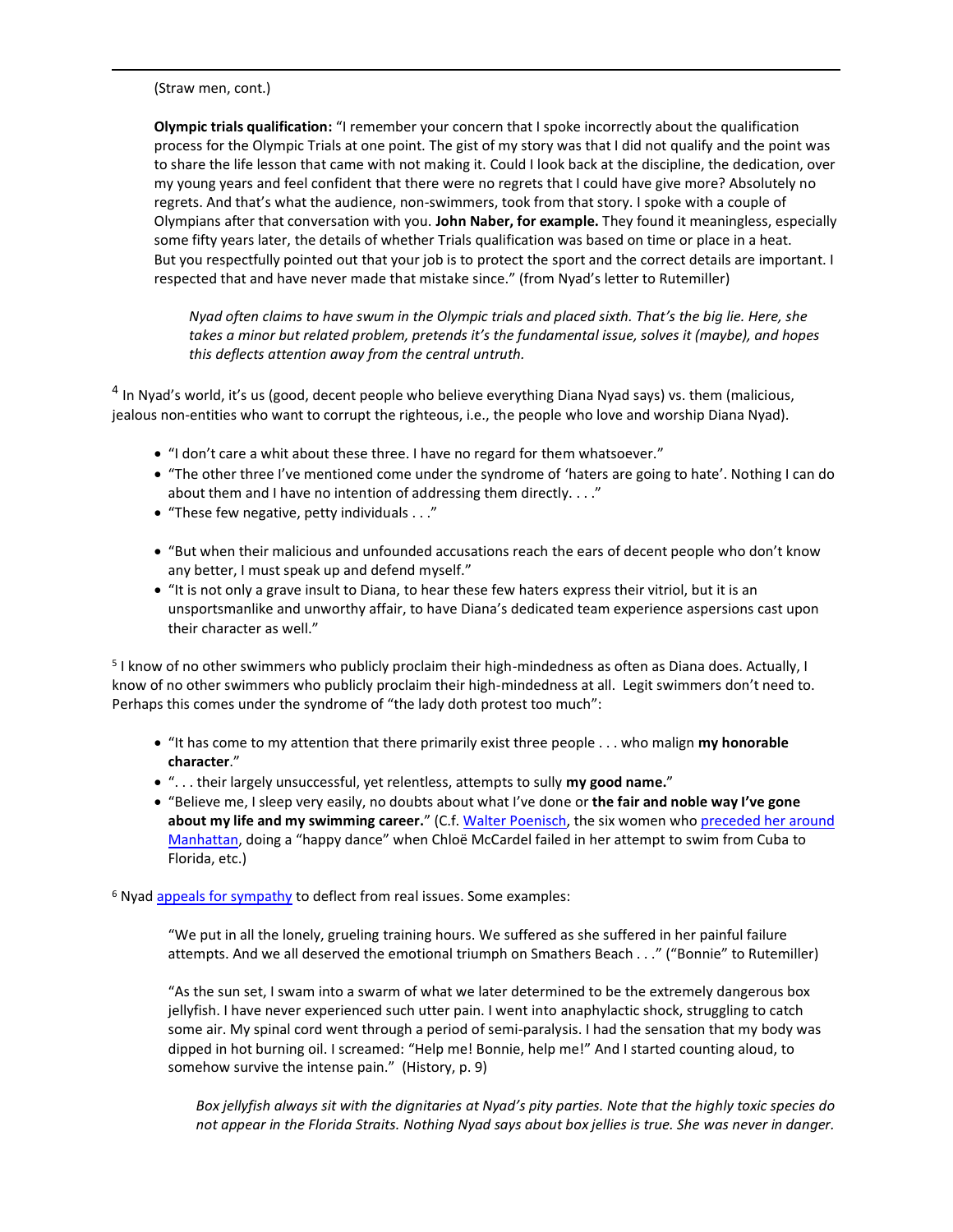(Straw men, cont.)

**Olympic trials qualification:** "I remember your concern that I spoke incorrectly about the qualification process for the Olympic Trials at one point. The gist of my story was that I did not qualify and the point was to share the life lesson that came with not making it. Could I look back at the discipline, the dedication, over my young years and feel confident that there were no regrets that I could have give more? Absolutely no regrets. And that's what the audience, non-swimmers, took from that story. I spoke with a couple of Olympians after that conversation with you. **John Naber, for example.** They found it meaningless, especially some fifty years later, the details of whether Trials qualification was based on time or place in a heat. But you respectfully pointed out that your job is to protect the sport and the correct details are important. I respected that and have never made that mistake since." (from Nyad's letter to Rutemiller)

> *Nyad often claims to have swum in the Olympic trials and placed sixth. That's the big lie. Here, she takes a minor but related problem, pretends it's the fundamental issue, solves it (maybe), and hopes this deflects attention away from the central untruth.*

[4] In Nyad's world, it's us (good, decent people who believe everything Diana Nyad says) vs. them (malicious, jealous non-entities who want to corrupt the righteous, i.e., the people who love and worship Diana Nyad).

- "I don't care a whit about these three. I have no regard for them whatsoever."
- "The other three I've mentioned come under the syndrome of 'haters are going to hate'. Nothing I can do about them and I have no intention of addressing them directly. . . ."
- "These few negative, petty individuals . . ."
- "But when their malicious and unfounded accusations reach the ears of decent people who don't know any better, I must speak up and defend myself."
- "It is not only a grave insult to Diana, to hear these few haters express their vitriol, but it is an unsportsmanlike and unworthy affair, to have Diana's dedicated team experience aspersions cast upon their character as well."

[5] I know of no other swimmers who publicly proclaim their high-mindedness as often as Diana does. Actually, I know of no other swimmers who publicly proclaim their high-mindedness at all. Legit swimmers don't need to. Perhaps this comes under the syndrome of "the lady doth protest too much":

- "It has come to my attention that there primarily exist three people . . . who malign **my honorable character**."
- ". . . their largely unsuccessful, yet relentless, attempts to sully **my good name.**"
- "Believe me, I sleep very easily, no doubts about what I've done or **the fair and noble way I've gone about my life and my swimming career.**" (C.f. Walter Poenisch, the six women who preceded her around Manhattan, doing a "happy dance" when Chloë McCardel failed in her attempt to swim from Cuba to Florida, etc.)

[6] Nyad appeals for sympathy to deflect from real issues. Some examples:

> "We put in all the lonely, grueling training hours. We suffered as she suffered in her painful failure attempts. And we all deserved the emotional triumph on Smathers Beach . . ." ("Bonnie" to Rutemiller)
>
> "As the sun set, I swam into a swarm of what we later determined to be the extremely dangerous box jellyfish. I have never experienced such utter pain. I went into anaphylactic shock, struggling to catch some air. My spinal cord went through a period of semi-paralysis. I had the sensation that my body was dipped in hot burning oil. I screamed: "Help me! Bonnie, help me!" And I started counting aloud, to somehow survive the intense pain." (History, p. 9)
>
> *Box jellyfish always sit with the dignitaries at Nyad's pity parties. Note that the highly toxic species do not appear in the Florida Straits. Nothing Nyad says about box jellies is true. She was never in danger.*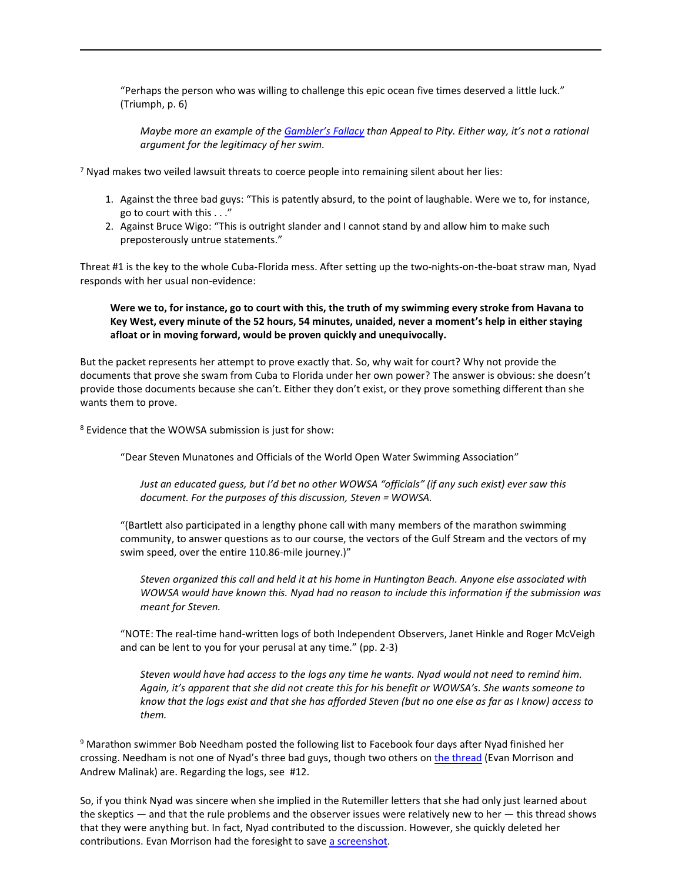"Perhaps the person who was willing to challenge this epic ocean five times deserved a little luck." (Triumph, p. 6)

> *Maybe more an example of the [Gambler's Fallacy] than Appeal to Pity. Either way, it's not a rational argument for the legitimacy of her swim.*

[7] Nyad makes two veiled lawsuit threats to coerce people into remaining silent about her lies:

1. Against the three bad guys: "This is patently absurd, to the point of laughable. Were we to, for instance, go to court with this . . ."
2. Against Bruce Wigo: "This is outright slander and I cannot stand by and allow him to make such preposterously untrue statements."

Threat #1 is the key to the whole Cuba-Florida mess. After setting up the two-nights-on-the-boat straw man, Nyad responds with her usual non-evidence:

> **Were we to, for instance, go to court with this, the truth of my swimming every stroke from Havana to Key West, every minute of the 52 hours, 54 minutes, unaided, never a moment's help in either staying afloat or in moving forward, would be proven quickly and unequivocally.**

But the packet represents her attempt to prove exactly that. So, why wait for court? Why not provide the documents that prove she swam from Cuba to Florida under her own power? The answer is obvious: she doesn't provide those documents because she can't. Either they don't exist, or they prove something different than she wants them to prove.

[8] Evidence that the WOWSA submission is just for show:

"Dear Steven Munatones and Officials of the World Open Water Swimming Association"

> *Just an educated guess, but I'd bet no other WOWSA "officials" (if any such exist) ever saw this document. For the purposes of this discussion, Steven = WOWSA.*

"(Bartlett also participated in a lengthy phone call with many members of the marathon swimming community, to answer questions as to our course, the vectors of the Gulf Stream and the vectors of my swim speed, over the entire 110.86-mile journey.)"

> *Steven organized this call and held it at his home in Huntington Beach. Anyone else associated with WOWSA would have known this. Nyad had no reason to include this information if the submission was meant for Steven.*

"NOTE: The real-time hand-written logs of both Independent Observers, Janet Hinkle and Roger McVeigh and can be lent to you for your perusal at any time." (pp. 2-3)

> *Steven would have had access to the logs any time he wants. Nyad would not need to remind him. Again, it's apparent that she did not create this for his benefit or WOWSA's. She wants someone to know that the logs exist and that she has afforded Steven (but no one else as far as I know) access to them.*

[9] Marathon swimmer Bob Needham posted the following list to Facebook four days after Nyad finished her crossing. Needham is not one of Nyad's three bad guys, though two others on [the thread] (Evan Morrison and Andrew Malinak) are. Regarding the logs, see #12.

So, if you think Nyad was sincere when she implied in the Rutemiller letters that she had only just learned about the skeptics — and that the rule problems and the observer issues were relatively new to her — this thread shows that they were anything but. In fact, Nyad contributed to the discussion. However, she quickly deleted her contributions. Evan Morrison had the foresight to save [a screenshot].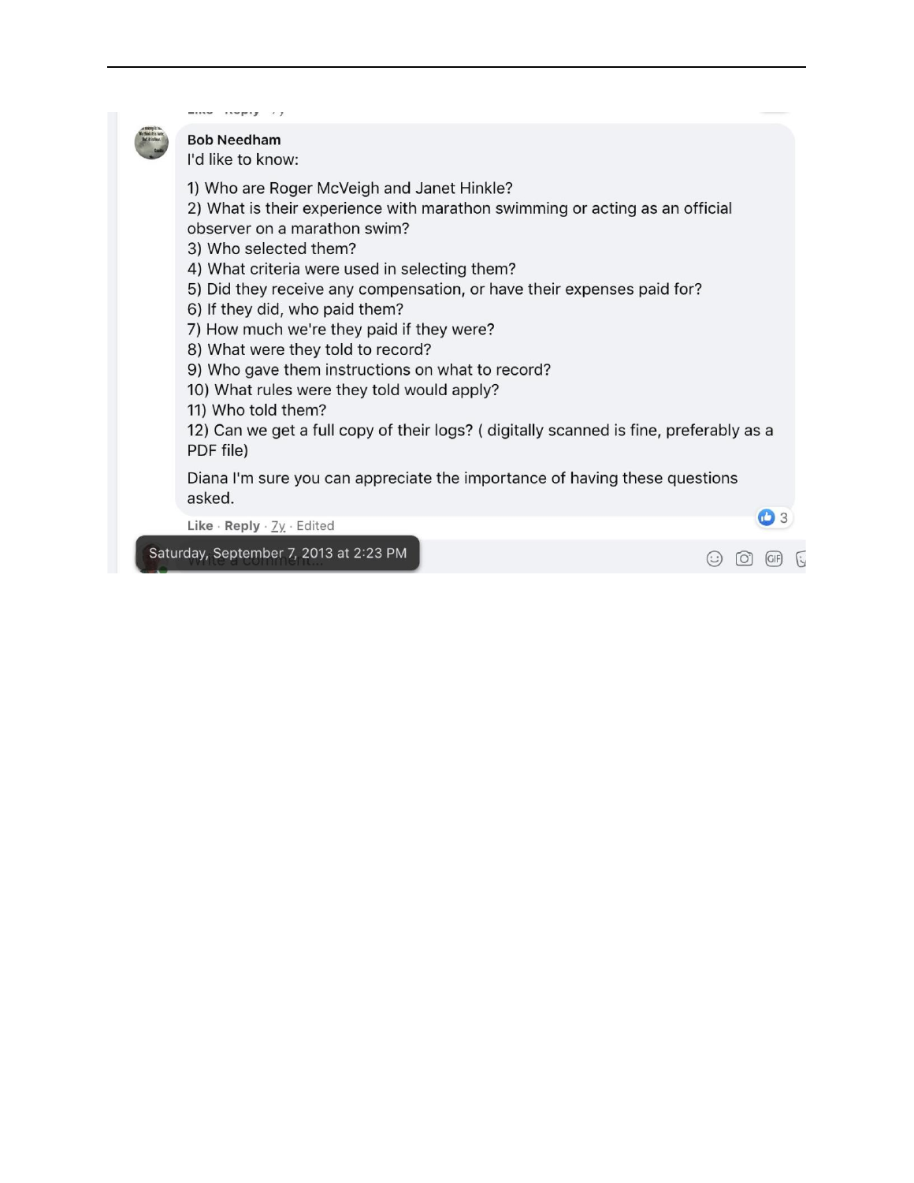**Bob Needham**

I'd like to know:

1) Who are Roger McVeigh and Janet Hinkle?
2) What is their experience with marathon swimming or acting as an official observer on a marathon swim?
3) Who selected them?
4) What criteria were used in selecting them?
5) Did they receive any compensation, or have their expenses paid for?
6) If they did, who paid them?
7) How much we're they paid if they were?
8) What were they told to record?
9) Who gave them instructions on what to record?
10) What rules were they told would apply?
11) Who told them?
12) Can we get a full copy of their logs? ( digitally scanned is fine, preferably as a PDF file)

Diana I'm sure you can appreciate the importance of having these questions asked.

Like · Reply · 7y · Edited 3

Saturday, September 7, 2013 at 2:23 PM